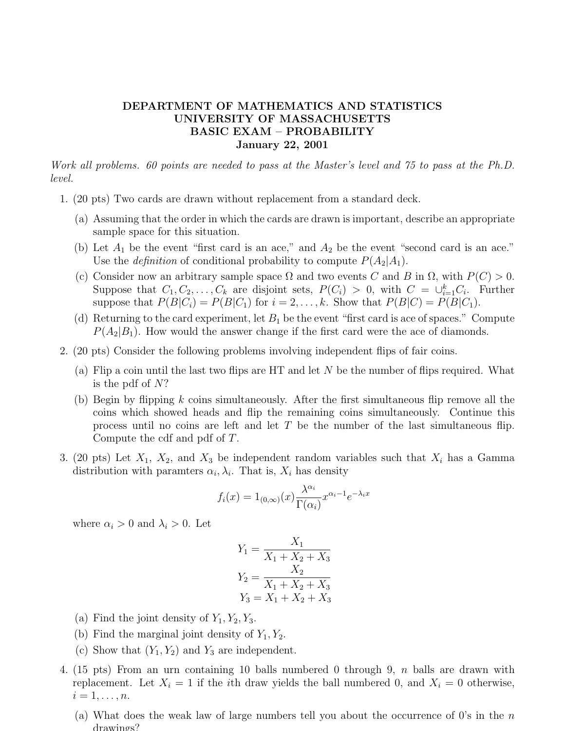**DEPARTMENT OF MATHEMATICS AND STATISTICS**
**UNIVERSITY OF MASSACHUSETTS**
**BASIC EXAM – PROBABILITY**
**January 22, 2001**

*Work all problems. 60 points are needed to pass at the Master's level and 75 to pass at the Ph.D. level.*

1. (20 pts) Two cards are drawn without replacement from a standard deck.

   (a) Assuming that the order in which the cards are drawn is important, describe an appropriate sample space for this situation.

   (b) Let $A_1$ be the event "first card is an ace," and $A_2$ be the event "second card is an ace." Use the *definition* of conditional probability to compute $P(A_2|A_1)$.

   (c) Consider now an arbitrary sample space $\Omega$ and two events $C$ and $B$ in $\Omega$, with $P(C) > 0$. Suppose that $C_1, C_2, \ldots, C_k$ are disjoint sets, $P(C_i) > 0$, with $C = \cup_{i=1}^{k} C_i$. Further suppose that $P(B|C_i) = P(B|C_1)$ for $i = 2, \ldots, k$. Show that $P(B|C) = P(B|C_1)$.

   (d) Returning to the card experiment, let $B_1$ be the event "first card is ace of spaces." Compute $P(A_2|B_1)$. How would the answer change if the first card were the ace of diamonds.

2. (20 pts) Consider the following problems involving independent flips of fair coins.

   (a) Flip a coin until the last two flips are HT and let $N$ be the number of flips required. What is the pdf of $N$?

   (b) Begin by flipping $k$ coins simultaneously. After the first simultaneous flip remove all the coins which showed heads and flip the remaining coins simultaneously. Continue this process until no coins are left and let $T$ be the number of the last simultaneous flip. Compute the cdf and pdf of $T$.

3. (20 pts) Let $X_1$, $X_2$, and $X_3$ be independent random variables such that $X_i$ has a Gamma distribution with paramters $\alpha_i, \lambda_i$. That is, $X_i$ has density

$$f_i(x) = 1_{(0,\infty)}(x)\frac{\lambda^{\alpha_i}}{\Gamma(\alpha_i)}x^{\alpha_i - 1}e^{-\lambda_i x}$$

   where $\alpha_i > 0$ and $\lambda_i > 0$. Let

$$Y_1 = \frac{X_1}{X_1 + X_2 + X_3}$$

$$Y_2 = \frac{X_2}{X_1 + X_2 + X_3}$$

$$Y_3 = X_1 + X_2 + X_3$$

   (a) Find the joint density of $Y_1, Y_2, Y_3$.

   (b) Find the marginal joint density of $Y_1, Y_2$.

   (c) Show that $(Y_1, Y_2)$ and $Y_3$ are independent.

4. (15 pts) From an urn containing 10 balls numbered 0 through 9, $n$ balls are drawn with replacement. Let $X_i = 1$ if the $i$th draw yields the ball numbered 0, and $X_i = 0$ otherwise, $i = 1, \ldots, n$.

   (a) What does the weak law of large numbers tell you about the occurrence of 0's in the $n$ drawings?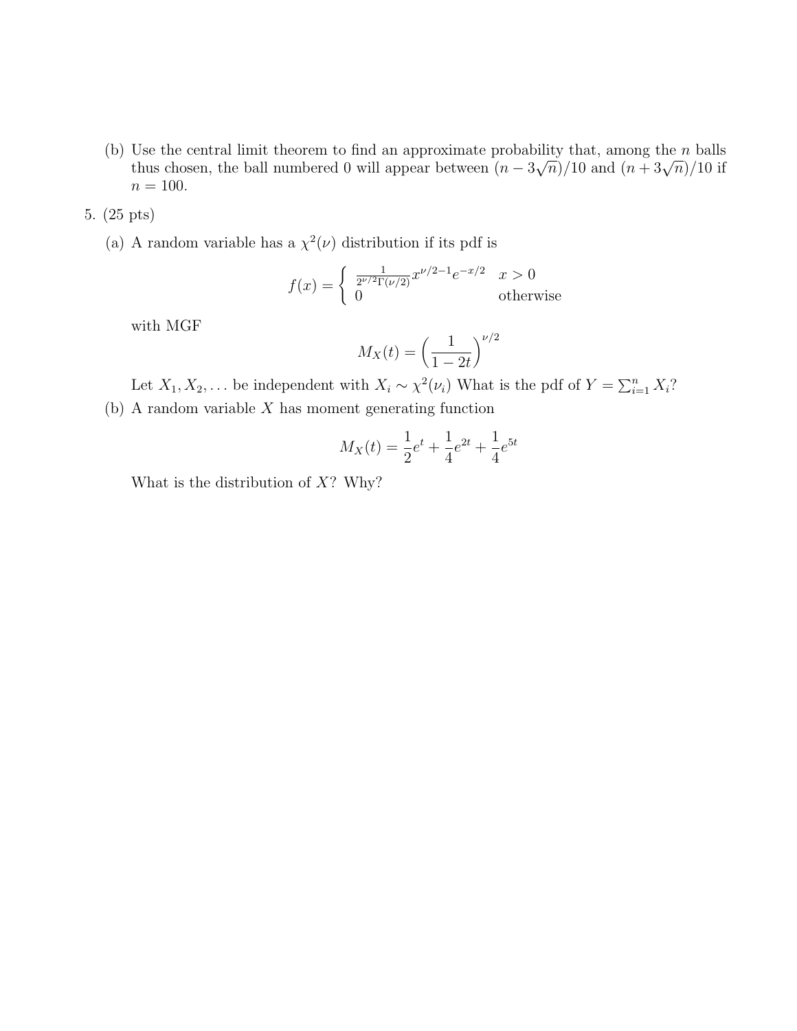(b) Use the central limit theorem to find an approximate probability that, among the $n$ balls thus chosen, the ball numbered 0 will appear between $(n - 3\sqrt{n})/10$ and $(n + 3\sqrt{n})/10$ if $n = 100$.

5. (25 pts)

   (a) A random variable has a $\chi^2(\nu)$ distribution if its pdf is

   $$f(x) = \begin{cases} \frac{1}{2^{\nu/2}\Gamma(\nu/2)} x^{\nu/2-1} e^{-x/2} & x > 0 \\ 0 & \text{otherwise} \end{cases}$$

   with MGF

   $$M_X(t) = \left(\frac{1}{1-2t}\right)^{\nu/2}$$

   Let $X_1, X_2, \ldots$ be independent with $X_i \sim \chi^2(\nu_i)$ What is the pdf of $Y = \sum_{i=1}^{n} X_i$?

   (b) A random variable $X$ has moment generating function

   $$M_X(t) = \frac{1}{2}e^t + \frac{1}{4}e^{2t} + \frac{1}{4}e^{5t}$$

   What is the distribution of $X$? Why?